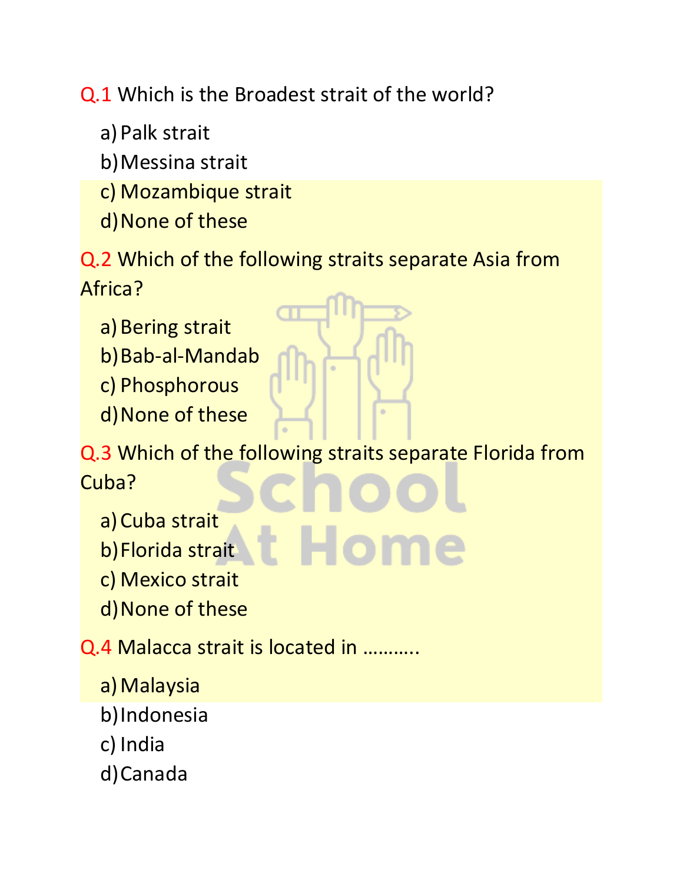**Q.1** Which is the Broadest strait of the world?

a) Palk strait
b) Messina strait
c) Mozambique strait
d) None of these

**Q.2** Which of the following straits separate Asia from Africa?

a) Bering strait
b) Bab-al-Mandab
c) Phosphorous
d) None of these

**Q.3** Which of the following straits separate Florida from Cuba?

a) Cuba strait
b) Florida strait
c) Mexico strait
d) None of these

**Q.4** Malacca strait is located in ……….

a) Malaysia
b) Indonesia
c) India
d) Canada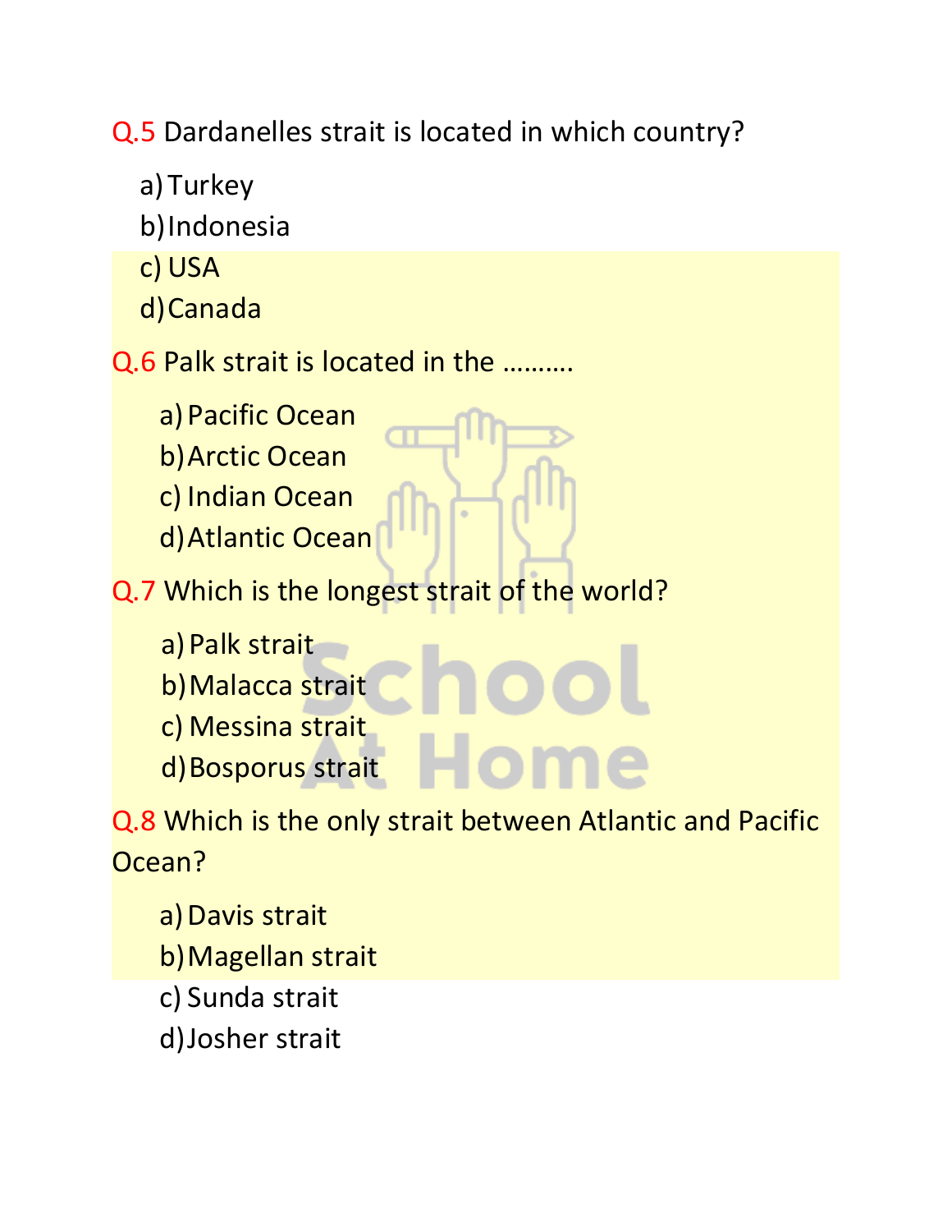Q.5 Dardanelles strait is located in which country?

a) Turkey
b) Indonesia
c) USA
d) Canada

Q.6 Palk strait is located in the ……….

a) Pacific Ocean
b) Arctic Ocean
c) Indian Ocean
d) Atlantic Ocean

Q.7 Which is the longest strait of the world?

a) Palk strait
b) Malacca strait
c) Messina strait
d) Bosporus strait

Q.8 Which is the only strait between Atlantic and Pacific Ocean?

a) Davis strait
b) Magellan strait
c) Sunda strait
d) Josher strait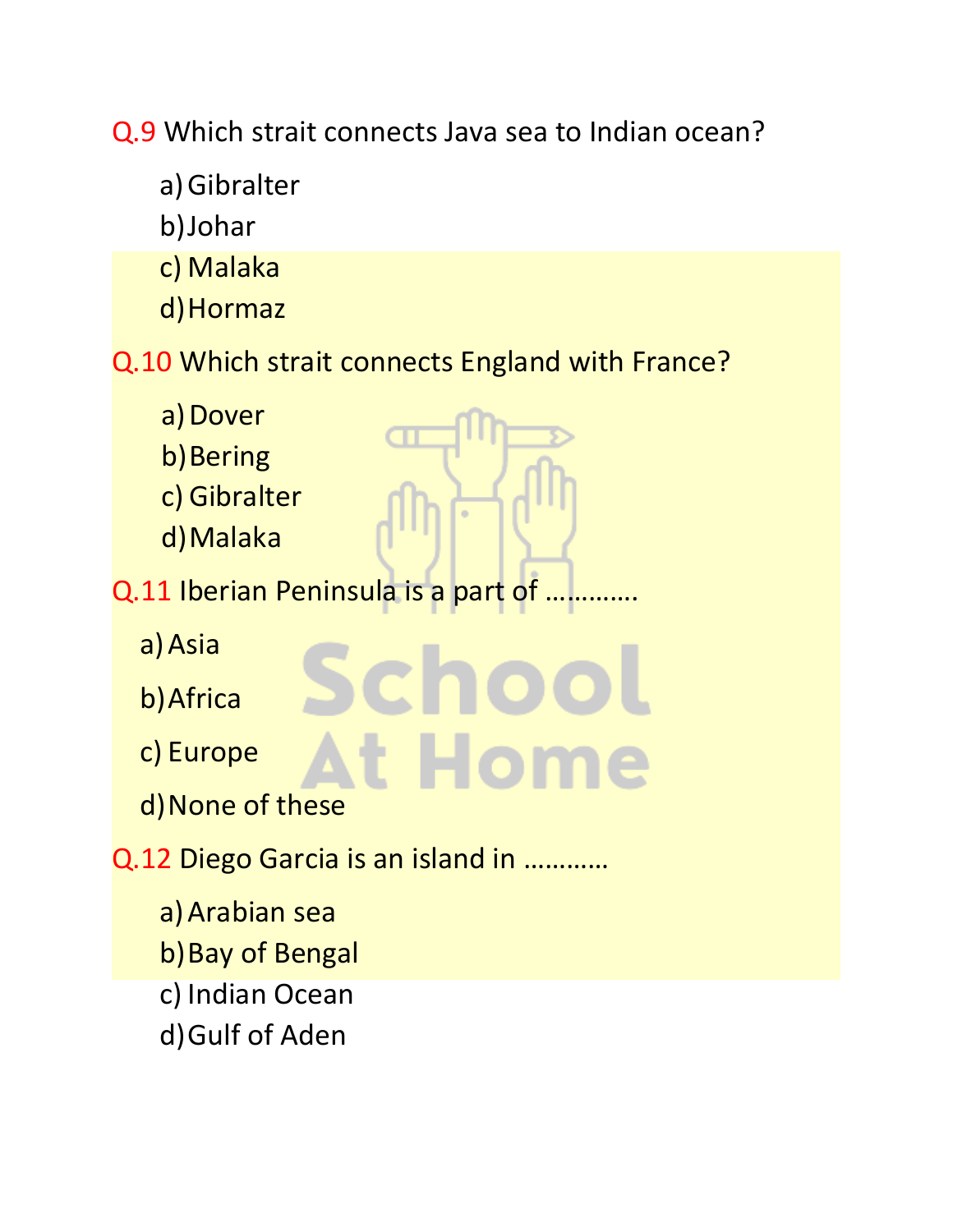Q.9 Which strait connects Java sea to Indian ocean?

a) Gibralter
b) Johar
c) Malaka
d) Hormaz

Q.10 Which strait connects England with France?

a) Dover
b) Bering
c) Gibralter
d) Malaka

Q.11 Iberian Peninsula is a part of …………

a) Asia
b) Africa
c) Europe
d) None of these

Q.12 Diego Garcia is an island in …………

a) Arabian sea
b) Bay of Bengal
c) Indian Ocean
d) Gulf of Aden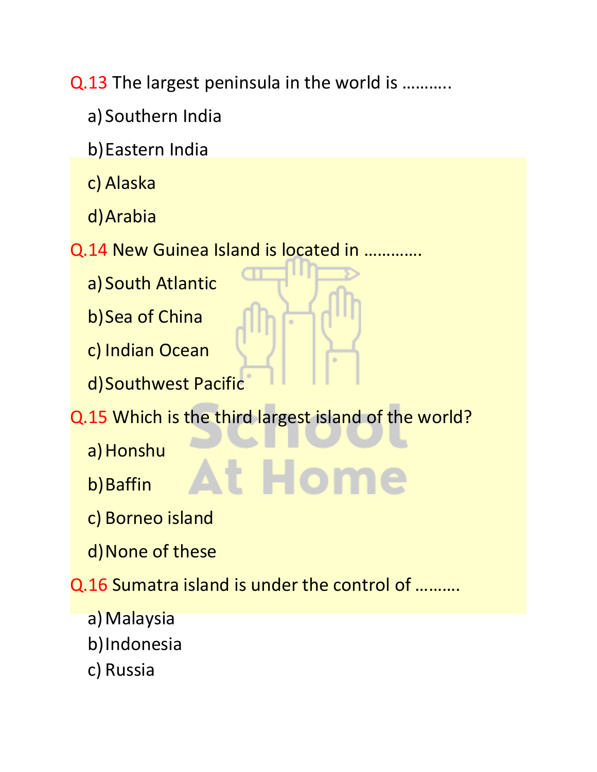Q.13 The largest peninsula in the world is ……….

a) Southern India

b) Eastern India

c) Alaska

d) Arabia

Q.14 New Guinea Island is located in …………

a) South Atlantic

b) Sea of China

c) Indian Ocean

d) Southwest Pacific

Q.15 Which is the third largest island of the world?

a) Honshu

b) Baffin

c) Borneo island

d) None of these

Q.16 Sumatra island is under the control of ……….

a) Malaysia

b) Indonesia

c) Russia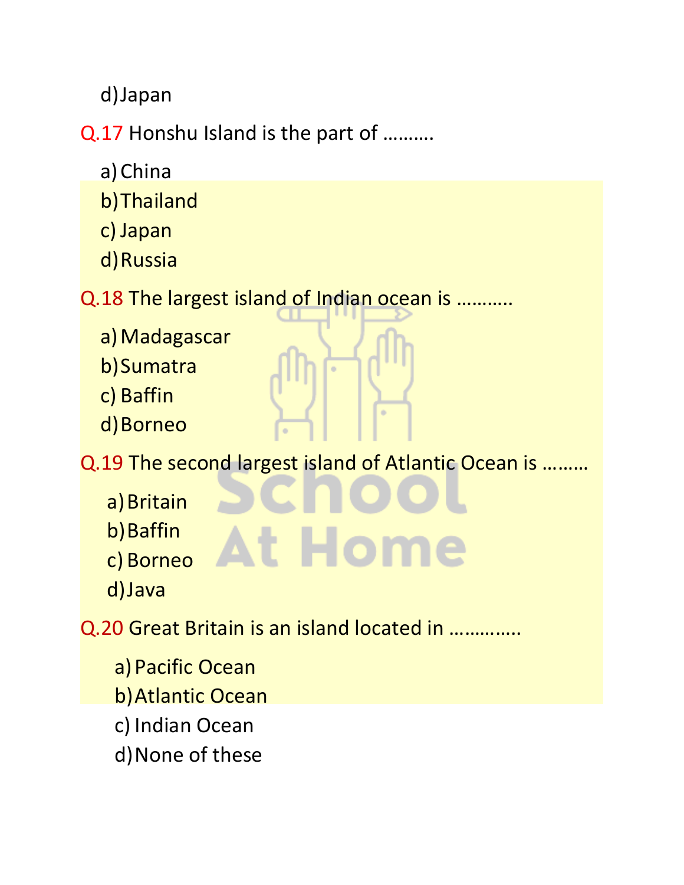d) Japan

Q.17 Honshu Island is the part of ……….

a) China
b) Thailand
c) Japan
d) Russia

Q.18 The largest island of Indian ocean is ………..

a) Madagascar
b) Sumatra
c) Baffin
d) Borneo

Q.19 The second largest island of Atlantic Ocean is ……..

a) Britain
b) Baffin
c) Borneo
d) Java

Q.20 Great Britain is an island located in ………….

a) Pacific Ocean
b) Atlantic Ocean
c) Indian Ocean
d) None of these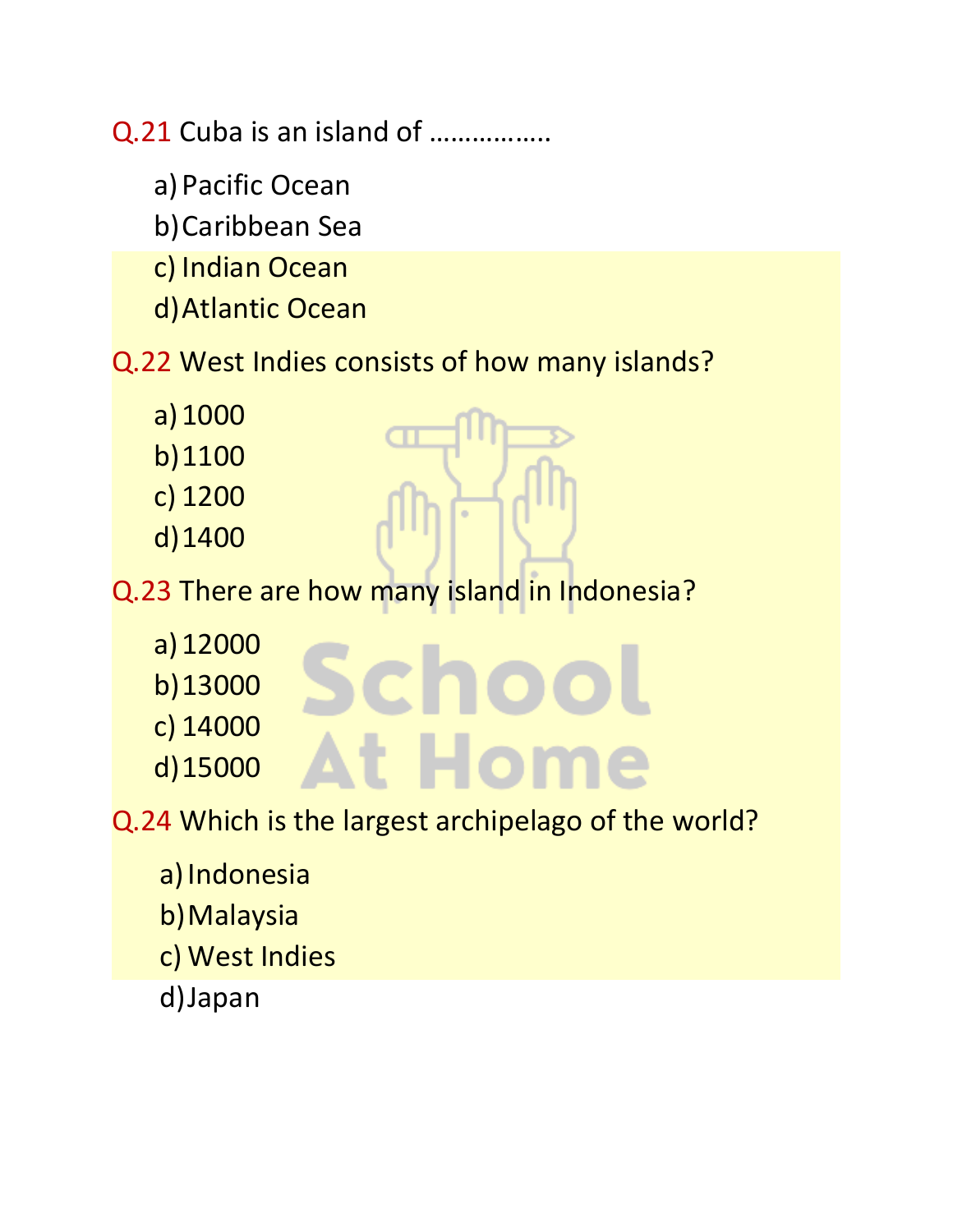Q.21 Cuba is an island of ……………..

a) Pacific Ocean
b) Caribbean Sea
c) Indian Ocean
d) Atlantic Ocean

Q.22 West Indies consists of how many islands?

a) 1000
b) 1100
c) 1200
d) 1400

Q.23 There are how many island in Indonesia?

a) 12000
b) 13000
c) 14000
d) 15000

Q.24 Which is the largest archipelago of the world?

a) Indonesia
b) Malaysia
c) West Indies
d) Japan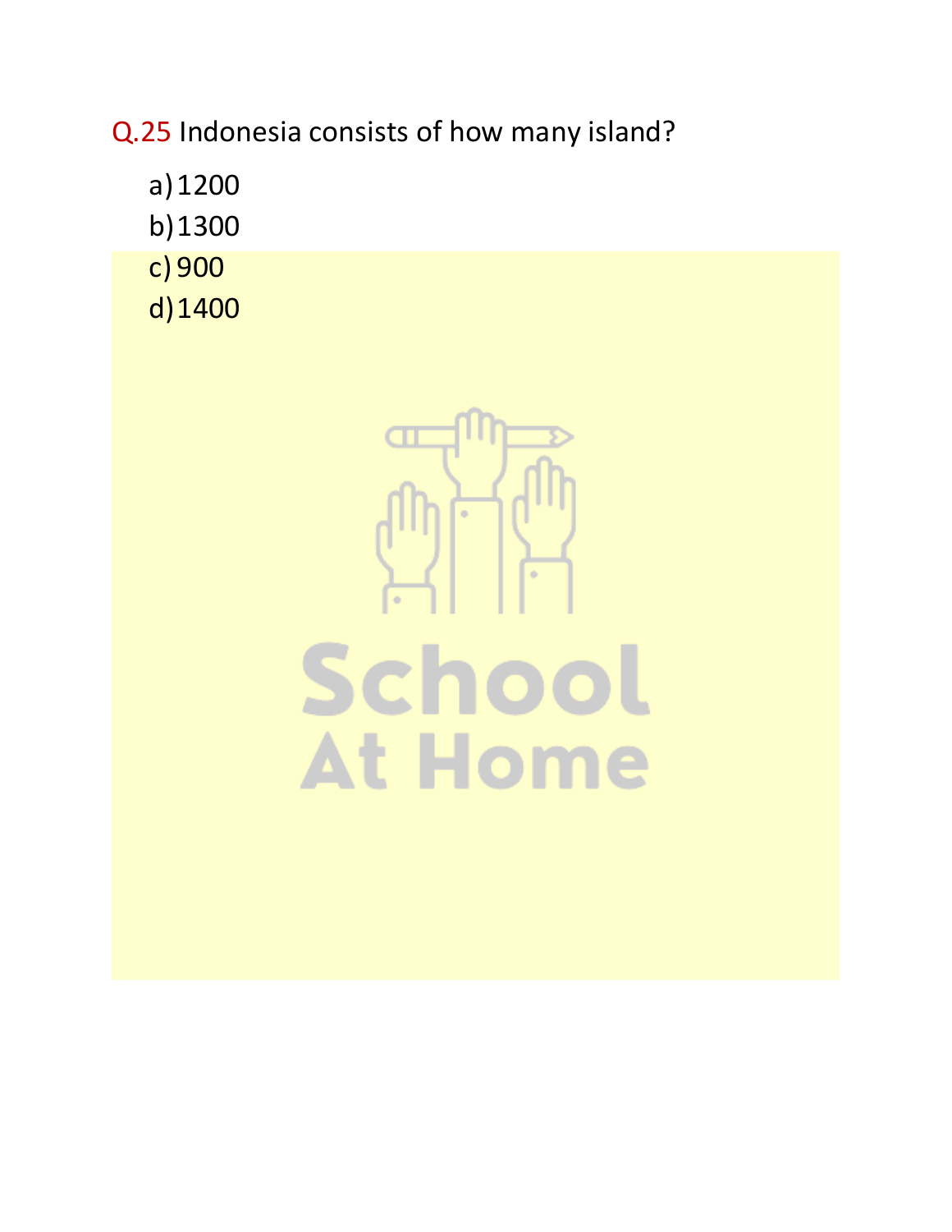Q.25 Indonesia consists of how many island?

a) 1200
b) 1300
c) 900
d) 1400